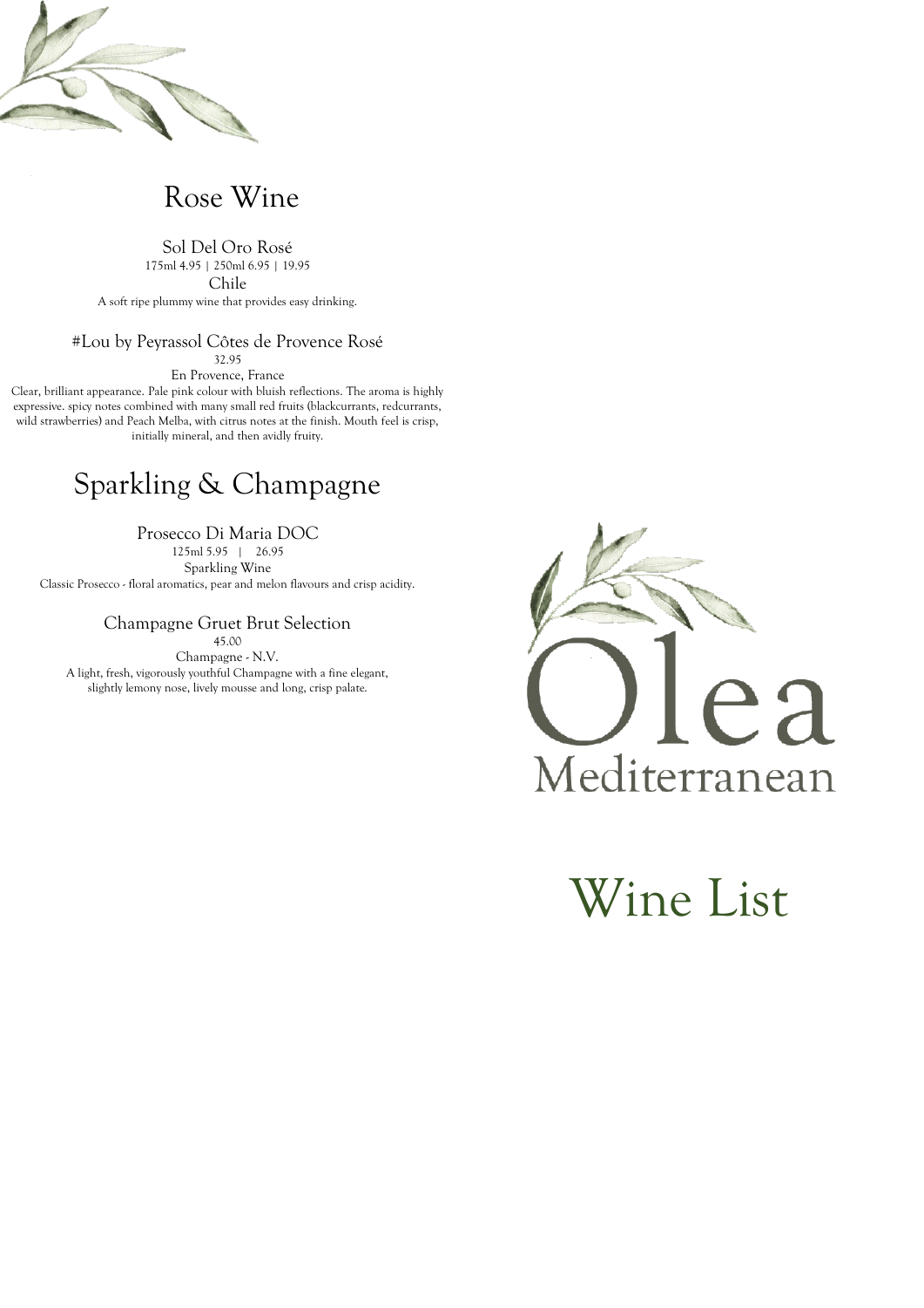## Rose Wine

### Sol Del Oro Rosé

175ml 4.95 | 250ml 6.95 | 19.95

Chile

A soft ripe plummy wine that provides easy drinking.

### #Lou by Peyrassol Côtes de Provence Rosé

32.95

En Provence, France

Clear, brilliant appearance. Pale pink colour with bluish reflections. The aroma is highly expressive. spicy notes combined with many small red fruits (blackcurrants, redcurrants, wild strawberries) and Peach Melba, with citrus notes at the finish. Mouth feel is crisp, initially mineral, and then avidly fruity.

## Sparkling & Champagne

### Prosecco Di Maria DOC

125ml 5.95 | 26.95

Sparkling Wine

Classic Prosecco - floral aromatics, pear and melon flavours and crisp acidity.

### Champagne Gruet Brut Selection

45.00

Champagne - N.V.

A light, fresh, vigorously youthful Champagne with a fine elegant, slightly lemony nose, lively mousse and long, crisp palate.

# Olea

Mediterranean

# Wine List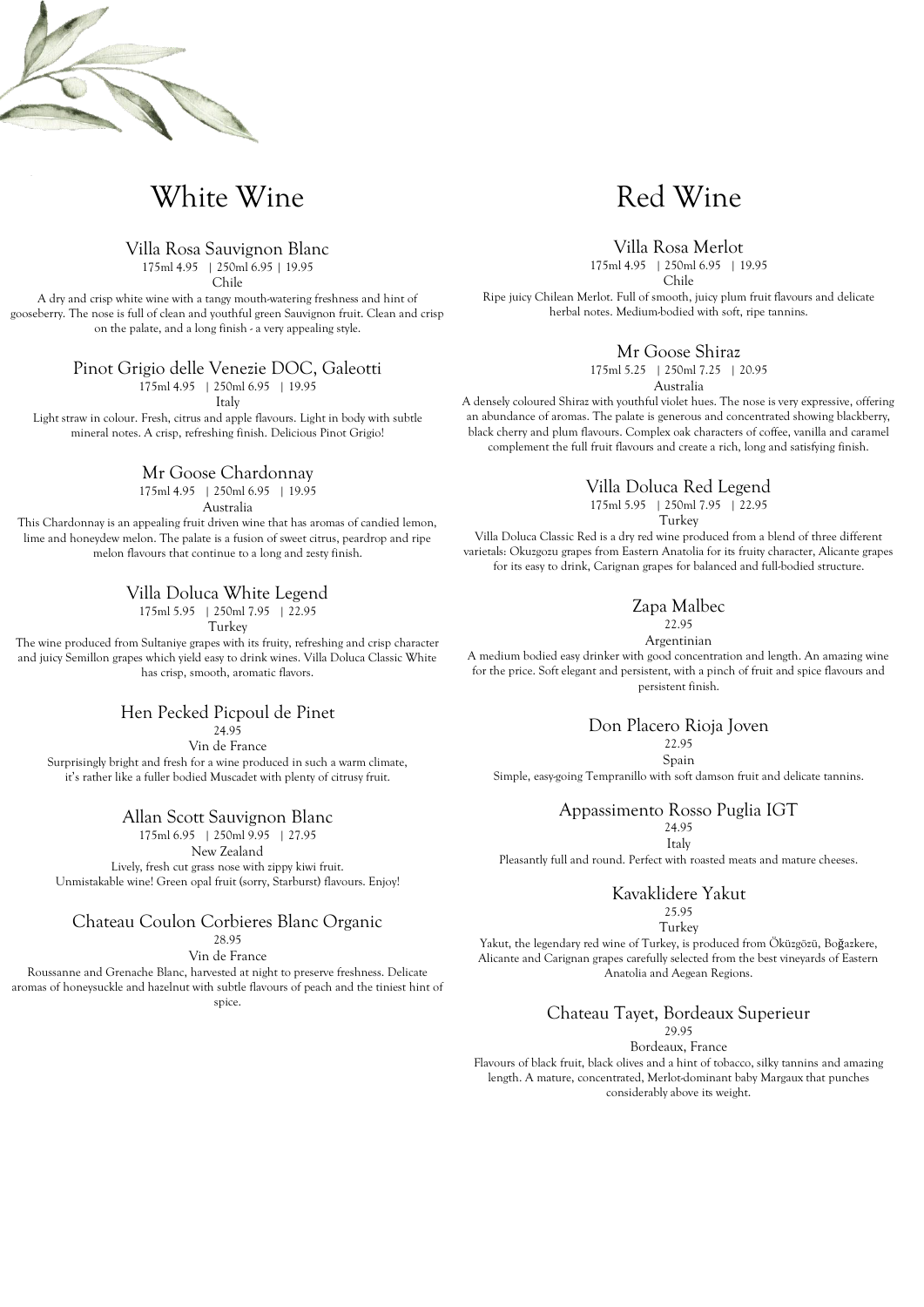# White Wine

### Villa Rosa Sauvignon Blanc

175ml 4.95 | 250ml 6.95 | 19.95

Chile

A dry and crisp white wine with a tangy mouth-watering freshness and hint of gooseberry. The nose is full of clean and youthful green Sauvignon fruit. Clean and crisp on the palate, and a long finish - a very appealing style.

### Pinot Grigio delle Venezie DOC, Galeotti

175ml 4.95 | 250ml 6.95 | 19.95

Italy

Light straw in colour. Fresh, citrus and apple flavours. Light in body with subtle mineral notes. A crisp, refreshing finish. Delicious Pinot Grigio!

### Mr Goose Chardonnay

175ml 4.95 | 250ml 6.95 | 19.95

Australia

This Chardonnay is an appealing fruit driven wine that has aromas of candied lemon, lime and honeydew melon. The palate is a fusion of sweet citrus, peardrop and ripe melon flavours that continue to a long and zesty finish.

### Villa Doluca White Legend

175ml 5.95 | 250ml 7.95 | 22.95

Turkey

The wine produced from Sultaniye grapes with its fruity, refreshing and crisp character and juicy Semillon grapes which yield easy to drink wines. Villa Doluca Classic White has crisp, smooth, aromatic flavors.

### Hen Pecked Picpoul de Pinet

24.95

Vin de France

Surprisingly bright and fresh for a wine produced in such a warm climate, it's rather like a fuller bodied Muscadet with plenty of citrusy fruit.

### Allan Scott Sauvignon Blanc

175ml 6.95 | 250ml 9.95 | 27.95

New Zealand

Lively, fresh cut grass nose with zippy kiwi fruit. Unmistakable wine! Green opal fruit (sorry, Starburst) flavours. Enjoy!

### Chateau Coulon Corbieres Blanc Organic

28.95

Vin de France

Roussanne and Grenache Blanc, harvested at night to preserve freshness. Delicate aromas of honeysuckle and hazelnut with subtle flavours of peach and the tiniest hint of spice.

# Red Wine

### Villa Rosa Merlot

175ml 4.95 | 250ml 6.95 | 19.95

Chile

Ripe juicy Chilean Merlot. Full of smooth, juicy plum fruit flavours and delicate herbal notes. Medium-bodied with soft, ripe tannins.

### Mr Goose Shiraz

175ml 5.25 | 250ml 7.25 | 20.95

Australia

A densely coloured Shiraz with youthful violet hues. The nose is very expressive, offering an abundance of aromas. The palate is generous and concentrated showing blackberry, black cherry and plum flavours. Complex oak characters of coffee, vanilla and caramel complement the full fruit flavours and create a rich, long and satisfying finish.

### Villa Doluca Red Legend

175ml 5.95 | 250ml 7.95 | 22.95

Turkey

Villa Doluca Classic Red is a dry red wine produced from a blend of three different varietals: Okuzgozu grapes from Eastern Anatolia for its fruity character, Alicante grapes for its easy to drink, Carignan grapes for balanced and full-bodied structure.

### Zapa Malbec

22.95

Argentinian

A medium bodied easy drinker with good concentration and length. An amazing wine for the price. Soft elegant and persistent, with a pinch of fruit and spice flavours and persistent finish.

### Don Placero Rioja Joven

22.95

Spain

Simple, easy-going Tempranillo with soft damson fruit and delicate tannins.

### Appassimento Rosso Puglia IGT

24.95

Italy

Pleasantly full and round. Perfect with roasted meats and mature cheeses.

### Kavaklidere Yakut

25.95

Turkey

Yakut, the legendary red wine of Turkey, is produced from Öküzgözü, Boğazkere, Alicante and Carignan grapes carefully selected from the best vineyards of Eastern Anatolia and Aegean Regions.

### Chateau Tayet, Bordeaux Superieur

29.95

Bordeaux, France

Flavours of black fruit, black olives and a hint of tobacco, silky tannins and amazing length. A mature, concentrated, Merlot-dominant baby Margaux that punches considerably above its weight.